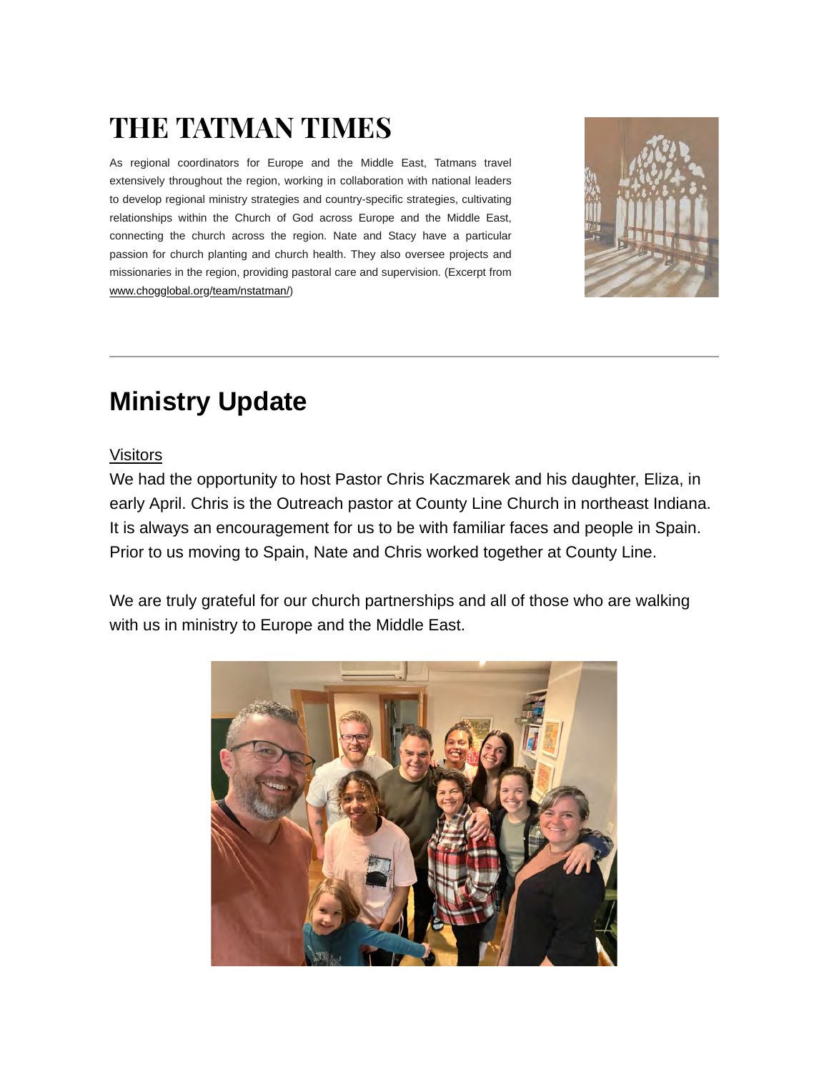# THE TATMAN TIMES

As regional coordinators for Europe and the Middle East, Tatmans travel extensively throughout the region, working in collaboration with national leaders to develop regional ministry strategies and country-specific strategies, cultivating relationships within the Church of God across Europe and the Middle East, connecting the church across the region. Nate and Stacy have a particular passion for church planting and church health. They also oversee projects and missionaries in the region, providing pastoral care and supervision. (Excerpt from www.chogglobal.org/team/nstatman/)

---

## Ministry Update

Visitors

We had the opportunity to host Pastor Chris Kaczmarek and his daughter, Eliza, in early April. Chris is the Outreach pastor at County Line Church in northeast Indiana. It is always an encouragement for us to be with familiar faces and people in Spain. Prior to us moving to Spain, Nate and Chris worked together at County Line.

We are truly grateful for our church partnerships and all of those who are walking with us in ministry to Europe and the Middle East.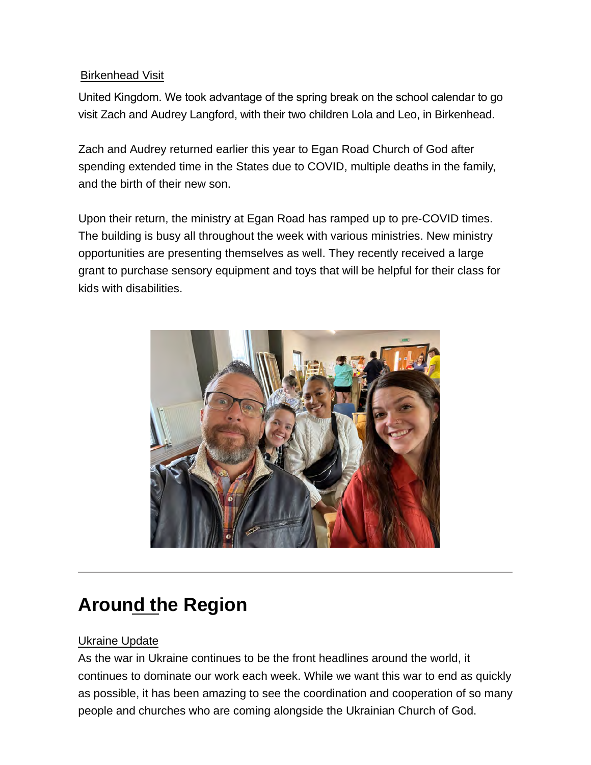Birkenhead Visit

United Kingdom. We took advantage of the spring break on the school calendar to go visit Zach and Audrey Langford, with their two children Lola and Leo, in Birkenhead.

Zach and Audrey returned earlier this year to Egan Road Church of God after spending extended time in the States due to COVID, multiple deaths in the family, and the birth of their new son.

Upon their return, the ministry at Egan Road has ramped up to pre-COVID times. The building is busy all throughout the week with various ministries. New ministry opportunities are presenting themselves as well. They recently received a large grant to purchase sensory equipment and toys that will be helpful for their class for kids with disabilities.

---

# Around the Region

Ukraine Update

As the war in Ukraine continues to be the front headlines around the world, it continues to dominate our work each week. While we want this war to end as quickly as possible, it has been amazing to see the coordination and cooperation of so many people and churches who are coming alongside the Ukrainian Church of God.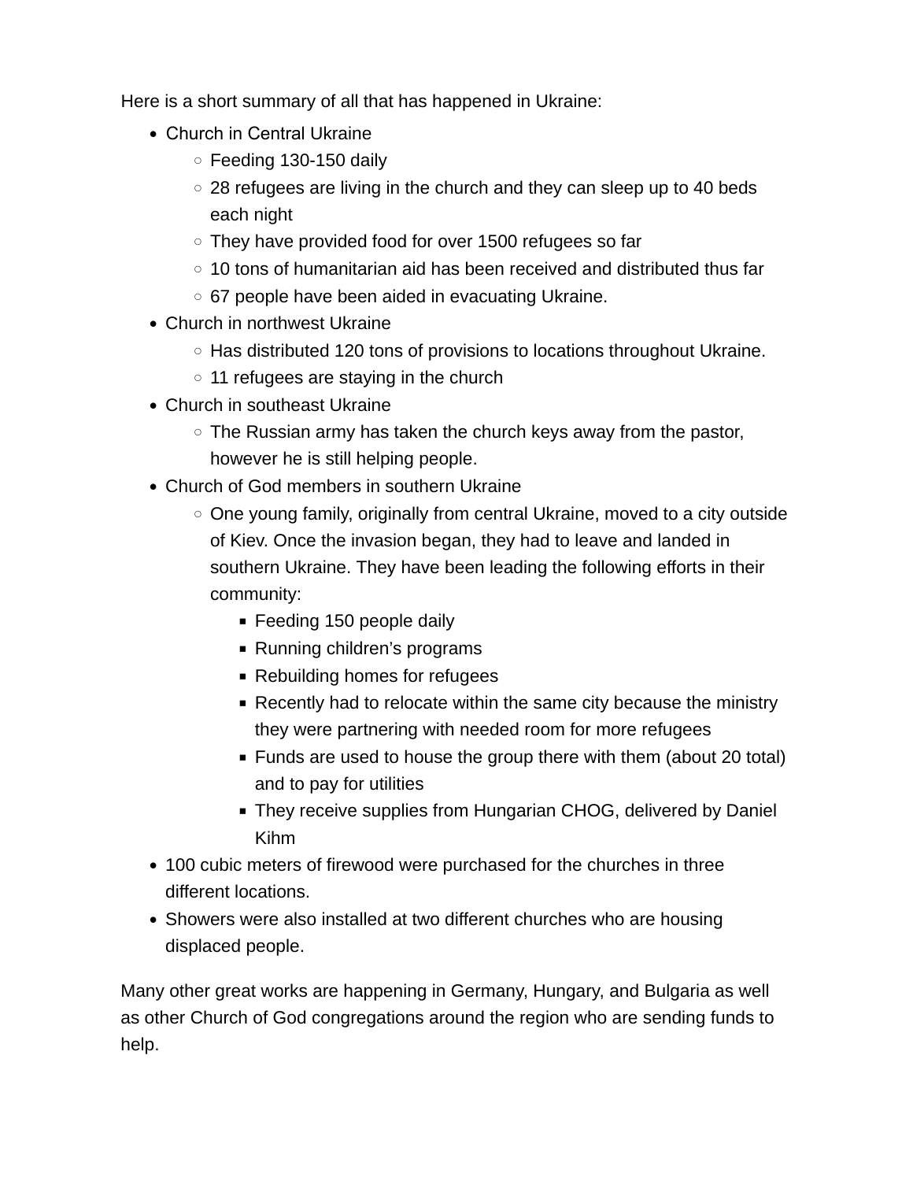Here is a short summary of all that has happened in Ukraine:

- Church in Central Ukraine
    - Feeding 130-150 daily
    - 28 refugees are living in the church and they can sleep up to 40 beds each night
    - They have provided food for over 1500 refugees so far
    - 10 tons of humanitarian aid has been received and distributed thus far
    - 67 people have been aided in evacuating Ukraine.
- Church in northwest Ukraine
    - Has distributed 120 tons of provisions to locations throughout Ukraine.
    - 11 refugees are staying in the church
- Church in southeast Ukraine
    - The Russian army has taken the church keys away from the pastor, however he is still helping people.
- Church of God members in southern Ukraine
    - One young family, originally from central Ukraine, moved to a city outside of Kiev. Once the invasion began, they had to leave and landed in southern Ukraine. They have been leading the following efforts in their community:
        - Feeding 150 people daily
        - Running children's programs
        - Rebuilding homes for refugees
        - Recently had to relocate within the same city because the ministry they were partnering with needed room for more refugees
        - Funds are used to house the group there with them (about 20 total) and to pay for utilities
        - They receive supplies from Hungarian CHOG, delivered by Daniel Kihm
- 100 cubic meters of firewood were purchased for the churches in three different locations.
- Showers were also installed at two different churches who are housing displaced people.

Many other great works are happening in Germany, Hungary, and Bulgaria as well as other Church of God congregations around the region who are sending funds to help.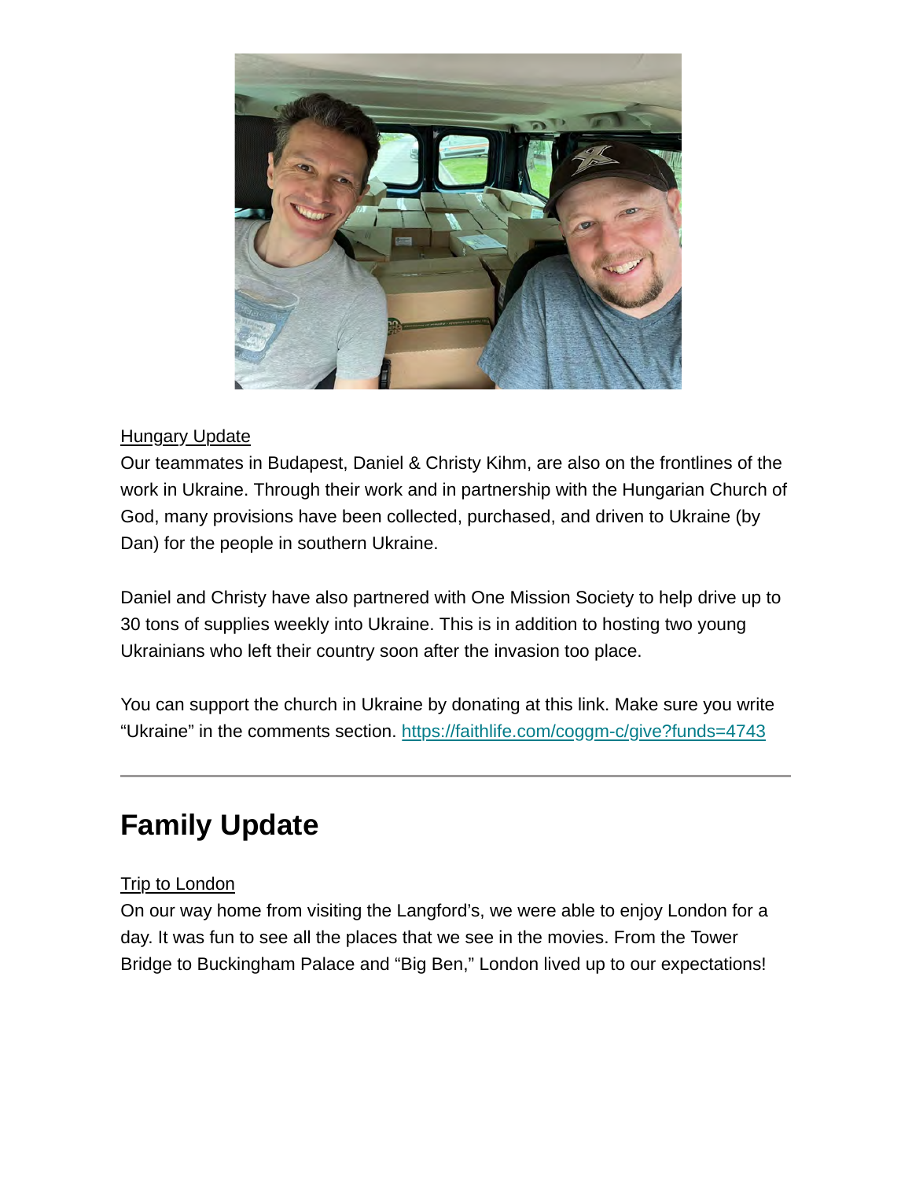Hungary Update

Our teammates in Budapest, Daniel & Christy Kihm, are also on the frontlines of the work in Ukraine. Through their work and in partnership with the Hungarian Church of God, many provisions have been collected, purchased, and driven to Ukraine (by Dan) for the people in southern Ukraine.

Daniel and Christy have also partnered with One Mission Society to help drive up to 30 tons of supplies weekly into Ukraine. This is in addition to hosting two young Ukrainians who left their country soon after the invasion too place.

You can support the church in Ukraine by donating at this link. Make sure you write “Ukraine” in the comments section. https://faithlife.com/coggm-c/give?funds=4743

---

## Family Update

Trip to London

On our way home from visiting the Langford’s, we were able to enjoy London for a day. It was fun to see all the places that we see in the movies. From the Tower Bridge to Buckingham Palace and “Big Ben,” London lived up to our expectations!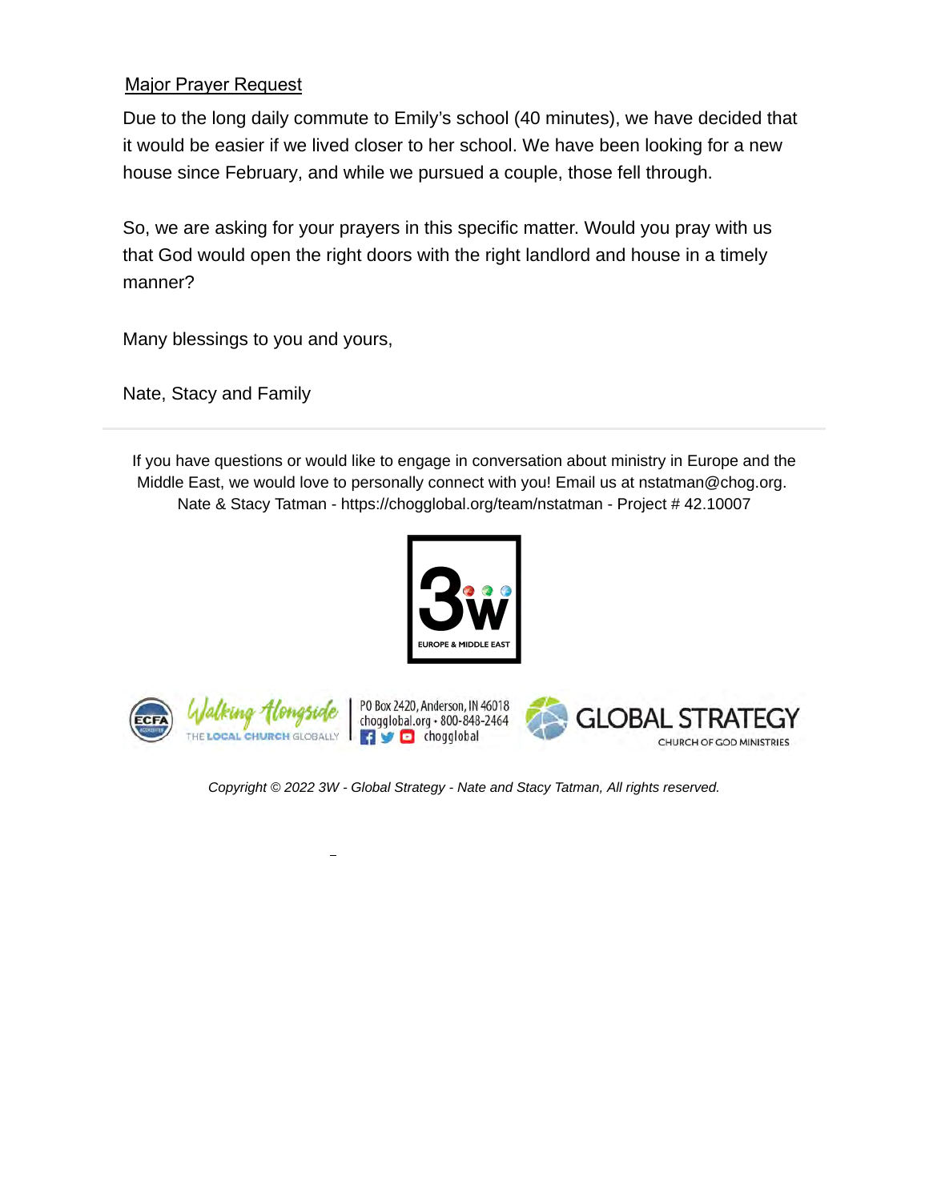Major Prayer Request

Due to the long daily commute to Emily's school (40 minutes), we have decided that it would be easier if we lived closer to her school. We have been looking for a new house since February, and while we pursued a couple, those fell through.

So, we are asking for your prayers in this specific matter. Would you pray with us that God would open the right doors with the right landlord and house in a timely manner?

Many blessings to you and yours,

Nate, Stacy and Family

---

If you have questions or would like to engage in conversation about ministry in Europe and the Middle East, we would love to personally connect with you! Email us at nstatman@chog.org.
Nate & Stacy Tatman - https://chogglobal.org/team/nstatman - Project # 42.10007

3w EUROPE & MIDDLE EAST

ECFA Walking Alongside THE LOCAL CHURCH GLOBALLY | PO Box 2420, Anderson, IN 46018 chogglobal.org • 800-848-2464 chogglobal | GLOBAL STRATEGY CHURCH OF GOD MINISTRIES

*Copyright © 2022 3W - Global Strategy - Nate and Stacy Tatman, All rights reserved.*